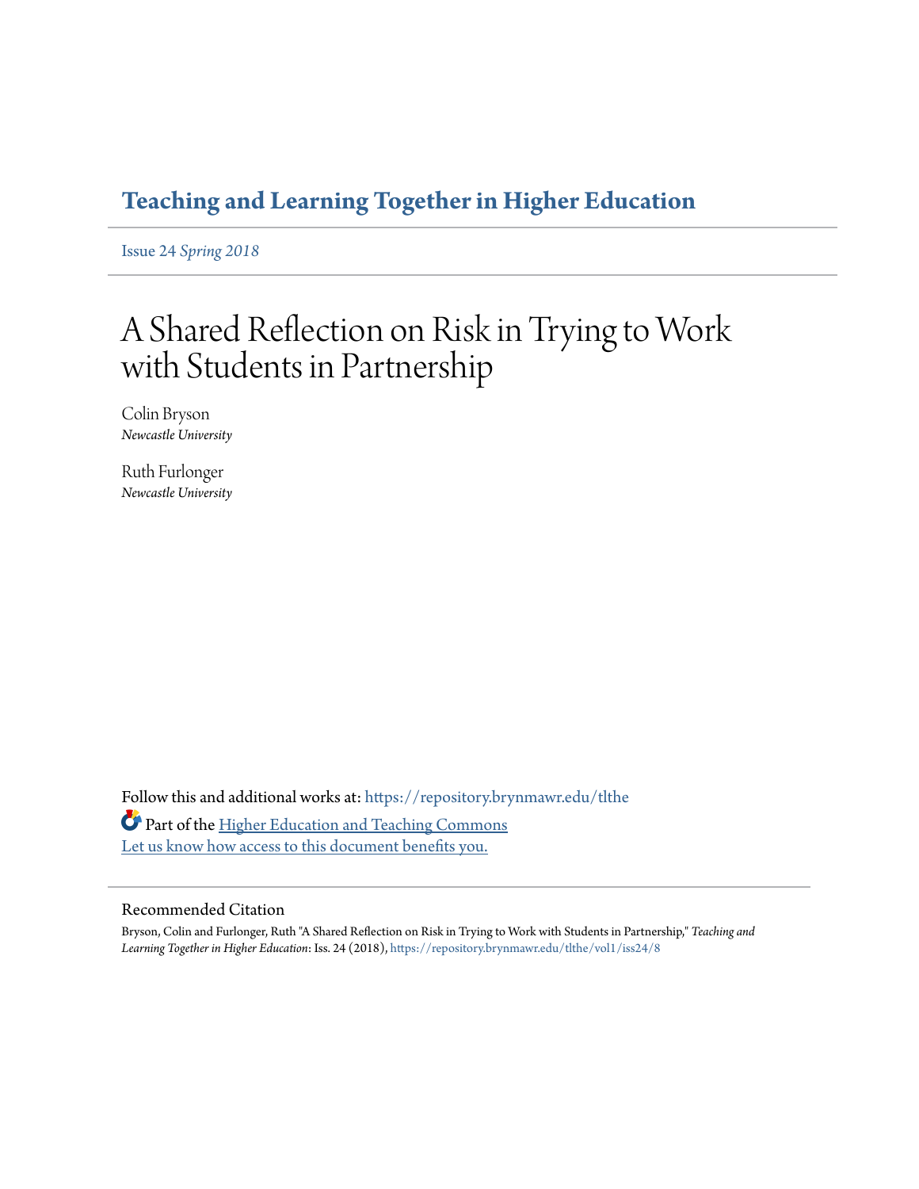**Teaching and Learning Together in Higher Education**

Issue 24 *Spring 2018*

# A Shared Reflection on Risk in Trying to Work with Students in Partnership

Colin Bryson
*Newcastle University*

Ruth Furlonger
*Newcastle University*

Follow this and additional works at: https://repository.brynmawr.edu/tlthe

Part of the Higher Education and Teaching Commons
Let us know how access to this document benefits you.

## Recommended Citation

Bryson, Colin and Furlonger, Ruth "A Shared Reflection on Risk in Trying to Work with Students in Partnership," *Teaching and Learning Together in Higher Education*: Iss. 24 (2018), https://repository.brynmawr.edu/tlthe/vol1/iss24/8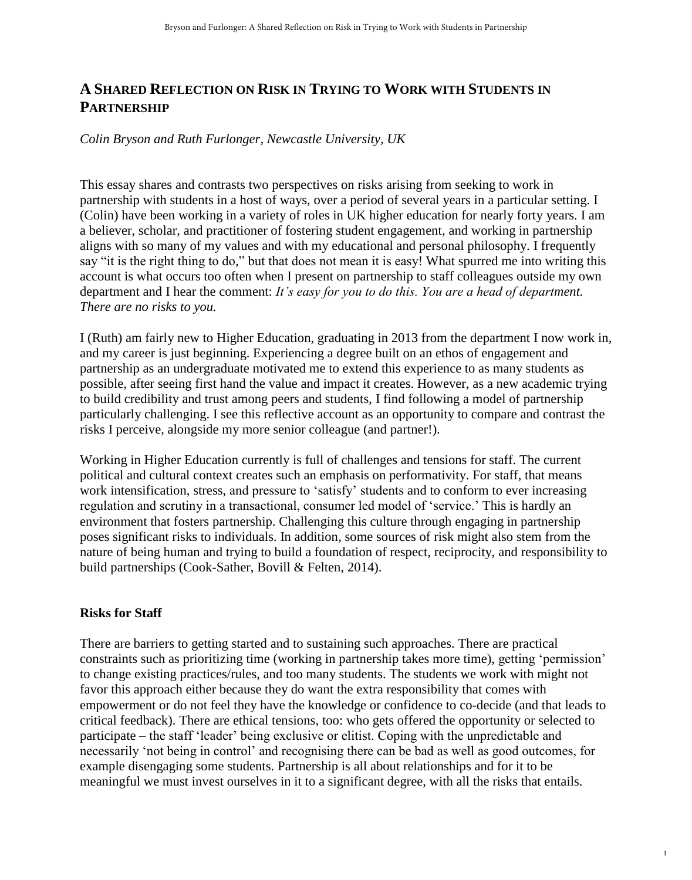# A Shared Reflection on Risk in Trying to Work with Students in Partnership

*Colin Bryson and Ruth Furlonger, Newcastle University, UK*

This essay shares and contrasts two perspectives on risks arising from seeking to work in partnership with students in a host of ways, over a period of several years in a particular setting. I (Colin) have been working in a variety of roles in UK higher education for nearly forty years. I am a believer, scholar, and practitioner of fostering student engagement, and working in partnership aligns with so many of my values and with my educational and personal philosophy. I frequently say "it is the right thing to do," but that does not mean it is easy! What spurred me into writing this account is what occurs too often when I present on partnership to staff colleagues outside my own department and I hear the comment: *It's easy for you to do this. You are a head of department. There are no risks to you.*

I (Ruth) am fairly new to Higher Education, graduating in 2013 from the department I now work in, and my career is just beginning. Experiencing a degree built on an ethos of engagement and partnership as an undergraduate motivated me to extend this experience to as many students as possible, after seeing first hand the value and impact it creates. However, as a new academic trying to build credibility and trust among peers and students, I find following a model of partnership particularly challenging. I see this reflective account as an opportunity to compare and contrast the risks I perceive, alongside my more senior colleague (and partner!).

Working in Higher Education currently is full of challenges and tensions for staff. The current political and cultural context creates such an emphasis on performativity. For staff, that means work intensification, stress, and pressure to 'satisfy' students and to conform to ever increasing regulation and scrutiny in a transactional, consumer led model of 'service.' This is hardly an environment that fosters partnership. Challenging this culture through engaging in partnership poses significant risks to individuals. In addition, some sources of risk might also stem from the nature of being human and trying to build a foundation of respect, reciprocity, and responsibility to build partnerships (Cook-Sather, Bovill & Felten, 2014).

## Risks for Staff

There are barriers to getting started and to sustaining such approaches. There are practical constraints such as prioritizing time (working in partnership takes more time), getting 'permission' to change existing practices/rules, and too many students. The students we work with might not favor this approach either because they do want the extra responsibility that comes with empowerment or do not feel they have the knowledge or confidence to co-decide (and that leads to critical feedback). There are ethical tensions, too: who gets offered the opportunity or selected to participate – the staff 'leader' being exclusive or elitist. Coping with the unpredictable and necessarily 'not being in control' and recognising there can be bad as well as good outcomes, for example disengaging some students. Partnership is all about relationships and for it to be meaningful we must invest ourselves in it to a significant degree, with all the risks that entails.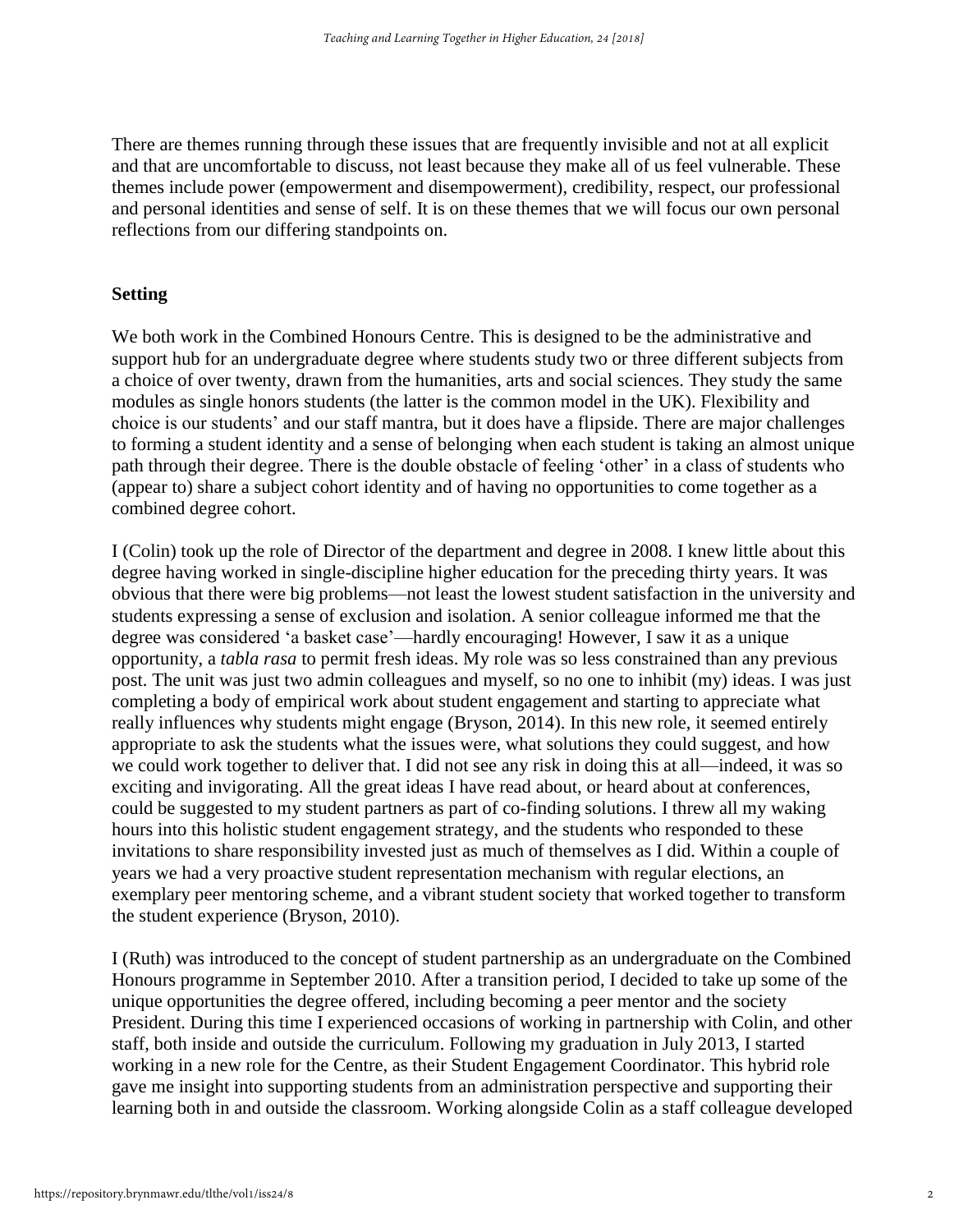There are themes running through these issues that are frequently invisible and not at all explicit and that are uncomfortable to discuss, not least because they make all of us feel vulnerable. These themes include power (empowerment and disempowerment), credibility, respect, our professional and personal identities and sense of self. It is on these themes that we will focus our own personal reflections from our differing standpoints on.

## Setting

We both work in the Combined Honours Centre. This is designed to be the administrative and support hub for an undergraduate degree where students study two or three different subjects from a choice of over twenty, drawn from the humanities, arts and social sciences. They study the same modules as single honors students (the latter is the common model in the UK). Flexibility and choice is our students' and our staff mantra, but it does have a flipside. There are major challenges to forming a student identity and a sense of belonging when each student is taking an almost unique path through their degree. There is the double obstacle of feeling 'other' in a class of students who (appear to) share a subject cohort identity and of having no opportunities to come together as a combined degree cohort.

I (Colin) took up the role of Director of the department and degree in 2008. I knew little about this degree having worked in single-discipline higher education for the preceding thirty years. It was obvious that there were big problems—not least the lowest student satisfaction in the university and students expressing a sense of exclusion and isolation. A senior colleague informed me that the degree was considered 'a basket case'—hardly encouraging! However, I saw it as a unique opportunity, a *tabla rasa* to permit fresh ideas. My role was so less constrained than any previous post. The unit was just two admin colleagues and myself, so no one to inhibit (my) ideas. I was just completing a body of empirical work about student engagement and starting to appreciate what really influences why students might engage (Bryson, 2014). In this new role, it seemed entirely appropriate to ask the students what the issues were, what solutions they could suggest, and how we could work together to deliver that. I did not see any risk in doing this at all—indeed, it was so exciting and invigorating. All the great ideas I have read about, or heard about at conferences, could be suggested to my student partners as part of co-finding solutions. I threw all my waking hours into this holistic student engagement strategy, and the students who responded to these invitations to share responsibility invested just as much of themselves as I did. Within a couple of years we had a very proactive student representation mechanism with regular elections, an exemplary peer mentoring scheme, and a vibrant student society that worked together to transform the student experience (Bryson, 2010).

I (Ruth) was introduced to the concept of student partnership as an undergraduate on the Combined Honours programme in September 2010. After a transition period, I decided to take up some of the unique opportunities the degree offered, including becoming a peer mentor and the society President. During this time I experienced occasions of working in partnership with Colin, and other staff, both inside and outside the curriculum. Following my graduation in July 2013, I started working in a new role for the Centre, as their Student Engagement Coordinator. This hybrid role gave me insight into supporting students from an administration perspective and supporting their learning both in and outside the classroom. Working alongside Colin as a staff colleague developed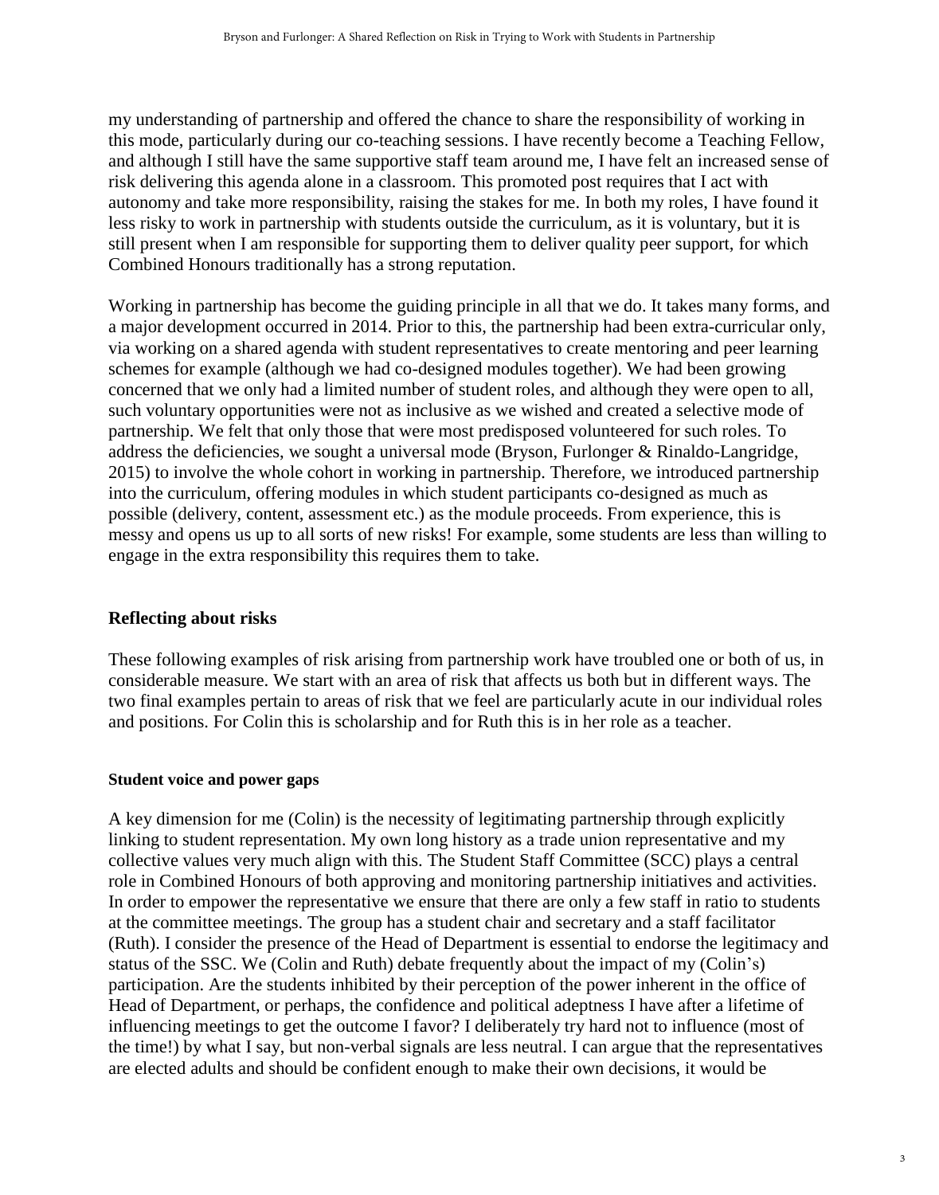my understanding of partnership and offered the chance to share the responsibility of working in this mode, particularly during our co-teaching sessions. I have recently become a Teaching Fellow, and although I still have the same supportive staff team around me, I have felt an increased sense of risk delivering this agenda alone in a classroom. This promoted post requires that I act with autonomy and take more responsibility, raising the stakes for me. In both my roles, I have found it less risky to work in partnership with students outside the curriculum, as it is voluntary, but it is still present when I am responsible for supporting them to deliver quality peer support, for which Combined Honours traditionally has a strong reputation.

Working in partnership has become the guiding principle in all that we do. It takes many forms, and a major development occurred in 2014. Prior to this, the partnership had been extra-curricular only, via working on a shared agenda with student representatives to create mentoring and peer learning schemes for example (although we had co-designed modules together). We had been growing concerned that we only had a limited number of student roles, and although they were open to all, such voluntary opportunities were not as inclusive as we wished and created a selective mode of partnership. We felt that only those that were most predisposed volunteered for such roles. To address the deficiencies, we sought a universal mode (Bryson, Furlonger & Rinaldo-Langridge, 2015) to involve the whole cohort in working in partnership. Therefore, we introduced partnership into the curriculum, offering modules in which student participants co-designed as much as possible (delivery, content, assessment etc.) as the module proceeds. From experience, this is messy and opens us up to all sorts of new risks! For example, some students are less than willing to engage in the extra responsibility this requires them to take.

## Reflecting about risks

These following examples of risk arising from partnership work have troubled one or both of us, in considerable measure. We start with an area of risk that affects us both but in different ways. The two final examples pertain to areas of risk that we feel are particularly acute in our individual roles and positions. For Colin this is scholarship and for Ruth this is in her role as a teacher.

### Student voice and power gaps

A key dimension for me (Colin) is the necessity of legitimating partnership through explicitly linking to student representation. My own long history as a trade union representative and my collective values very much align with this. The Student Staff Committee (SCC) plays a central role in Combined Honours of both approving and monitoring partnership initiatives and activities. In order to empower the representative we ensure that there are only a few staff in ratio to students at the committee meetings. The group has a student chair and secretary and a staff facilitator (Ruth). I consider the presence of the Head of Department is essential to endorse the legitimacy and status of the SSC. We (Colin and Ruth) debate frequently about the impact of my (Colin's) participation. Are the students inhibited by their perception of the power inherent in the office of Head of Department, or perhaps, the confidence and political adeptness I have after a lifetime of influencing meetings to get the outcome I favor? I deliberately try hard not to influence (most of the time!) by what I say, but non-verbal signals are less neutral. I can argue that the representatives are elected adults and should be confident enough to make their own decisions, it would be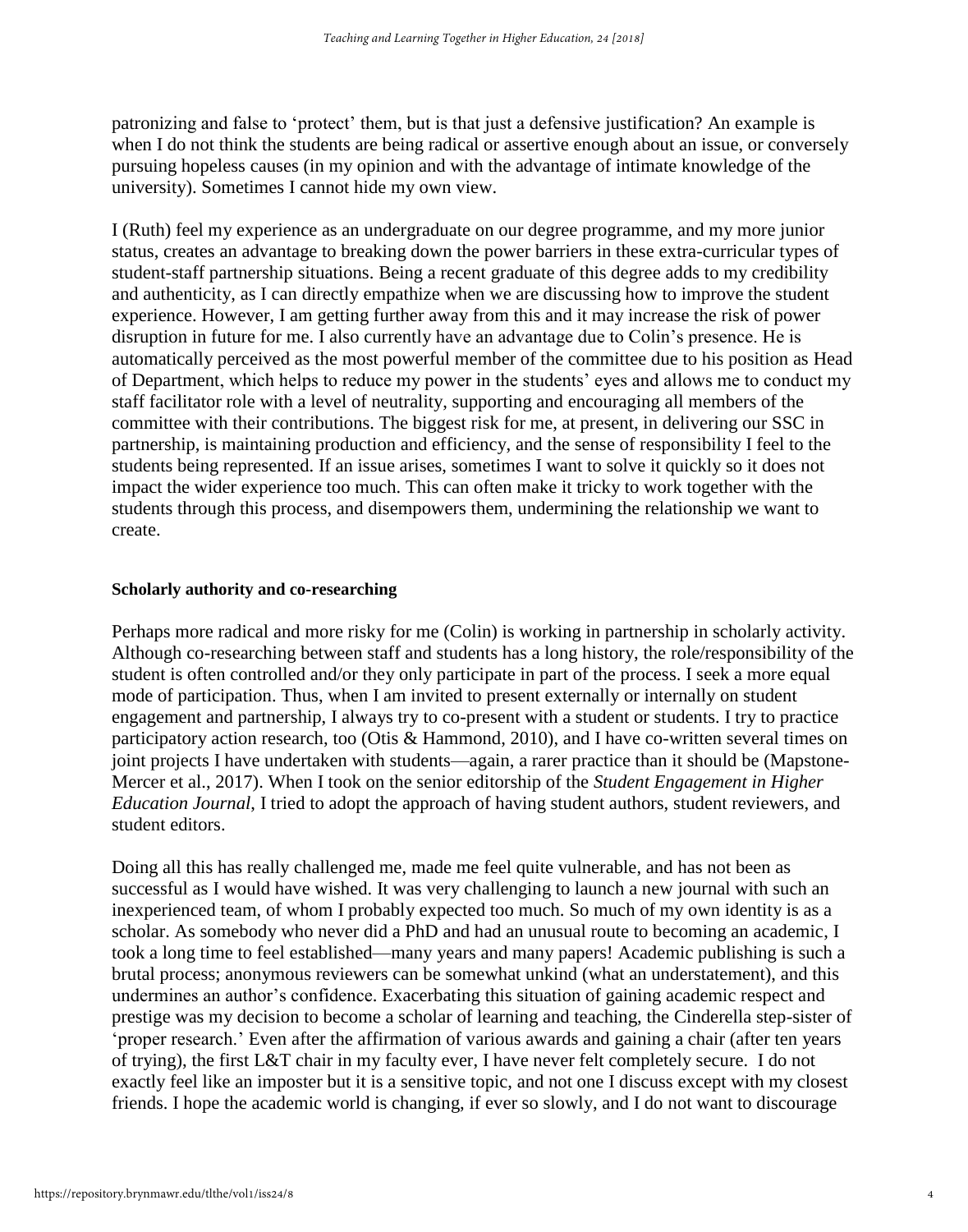patronizing and false to 'protect' them, but is that just a defensive justification? An example is when I do not think the students are being radical or assertive enough about an issue, or conversely pursuing hopeless causes (in my opinion and with the advantage of intimate knowledge of the university). Sometimes I cannot hide my own view.

I (Ruth) feel my experience as an undergraduate on our degree programme, and my more junior status, creates an advantage to breaking down the power barriers in these extra-curricular types of student-staff partnership situations. Being a recent graduate of this degree adds to my credibility and authenticity, as I can directly empathize when we are discussing how to improve the student experience. However, I am getting further away from this and it may increase the risk of power disruption in future for me. I also currently have an advantage due to Colin's presence. He is automatically perceived as the most powerful member of the committee due to his position as Head of Department, which helps to reduce my power in the students' eyes and allows me to conduct my staff facilitator role with a level of neutrality, supporting and encouraging all members of the committee with their contributions. The biggest risk for me, at present, in delivering our SSC in partnership, is maintaining production and efficiency, and the sense of responsibility I feel to the students being represented. If an issue arises, sometimes I want to solve it quickly so it does not impact the wider experience too much. This can often make it tricky to work together with the students through this process, and disempowers them, undermining the relationship we want to create.

**Scholarly authority and co-researching**

Perhaps more radical and more risky for me (Colin) is working in partnership in scholarly activity. Although co-researching between staff and students has a long history, the role/responsibility of the student is often controlled and/or they only participate in part of the process. I seek a more equal mode of participation. Thus, when I am invited to present externally or internally on student engagement and partnership, I always try to co-present with a student or students. I try to practice participatory action research, too (Otis & Hammond, 2010), and I have co-written several times on joint projects I have undertaken with students—again, a rarer practice than it should be (Mapstone-Mercer et al., 2017). When I took on the senior editorship of the *Student Engagement in Higher Education Journal*, I tried to adopt the approach of having student authors, student reviewers, and student editors.

Doing all this has really challenged me, made me feel quite vulnerable, and has not been as successful as I would have wished. It was very challenging to launch a new journal with such an inexperienced team, of whom I probably expected too much. So much of my own identity is as a scholar. As somebody who never did a PhD and had an unusual route to becoming an academic, I took a long time to feel established—many years and many papers! Academic publishing is such a brutal process; anonymous reviewers can be somewhat unkind (what an understatement), and this undermines an author's confidence. Exacerbating this situation of gaining academic respect and prestige was my decision to become a scholar of learning and teaching, the Cinderella step-sister of 'proper research.' Even after the affirmation of various awards and gaining a chair (after ten years of trying), the first L&T chair in my faculty ever, I have never felt completely secure. I do not exactly feel like an imposter but it is a sensitive topic, and not one I discuss except with my closest friends. I hope the academic world is changing, if ever so slowly, and I do not want to discourage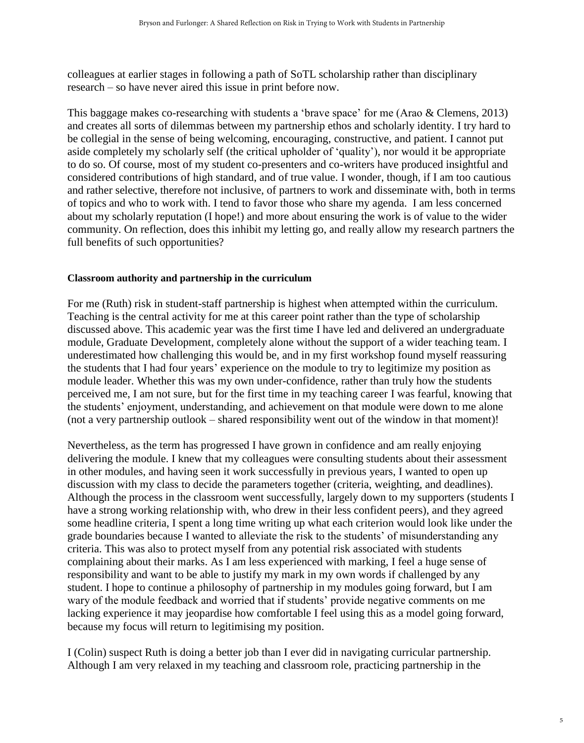colleagues at earlier stages in following a path of SoTL scholarship rather than disciplinary research – so have never aired this issue in print before now.

This baggage makes co-researching with students a 'brave space' for me (Arao & Clemens, 2013) and creates all sorts of dilemmas between my partnership ethos and scholarly identity. I try hard to be collegial in the sense of being welcoming, encouraging, constructive, and patient. I cannot put aside completely my scholarly self (the critical upholder of 'quality'), nor would it be appropriate to do so. Of course, most of my student co-presenters and co-writers have produced insightful and considered contributions of high standard, and of true value. I wonder, though, if I am too cautious and rather selective, therefore not inclusive, of partners to work and disseminate with, both in terms of topics and who to work with. I tend to favor those who share my agenda. I am less concerned about my scholarly reputation (I hope!) and more about ensuring the work is of value to the wider community. On reflection, does this inhibit my letting go, and really allow my research partners the full benefits of such opportunities?

**Classroom authority and partnership in the curriculum**

For me (Ruth) risk in student-staff partnership is highest when attempted within the curriculum. Teaching is the central activity for me at this career point rather than the type of scholarship discussed above. This academic year was the first time I have led and delivered an undergraduate module, Graduate Development, completely alone without the support of a wider teaching team. I underestimated how challenging this would be, and in my first workshop found myself reassuring the students that I had four years' experience on the module to try to legitimize my position as module leader. Whether this was my own under-confidence, rather than truly how the students perceived me, I am not sure, but for the first time in my teaching career I was fearful, knowing that the students' enjoyment, understanding, and achievement on that module were down to me alone (not a very partnership outlook – shared responsibility went out of the window in that moment)!

Nevertheless, as the term has progressed I have grown in confidence and am really enjoying delivering the module. I knew that my colleagues were consulting students about their assessment in other modules, and having seen it work successfully in previous years, I wanted to open up discussion with my class to decide the parameters together (criteria, weighting, and deadlines). Although the process in the classroom went successfully, largely down to my supporters (students I have a strong working relationship with, who drew in their less confident peers), and they agreed some headline criteria, I spent a long time writing up what each criterion would look like under the grade boundaries because I wanted to alleviate the risk to the students' of misunderstanding any criteria. This was also to protect myself from any potential risk associated with students complaining about their marks. As I am less experienced with marking, I feel a huge sense of responsibility and want to be able to justify my mark in my own words if challenged by any student. I hope to continue a philosophy of partnership in my modules going forward, but I am wary of the module feedback and worried that if students' provide negative comments on me lacking experience it may jeopardise how comfortable I feel using this as a model going forward, because my focus will return to legitimising my position.

I (Colin) suspect Ruth is doing a better job than I ever did in navigating curricular partnership. Although I am very relaxed in my teaching and classroom role, practicing partnership in the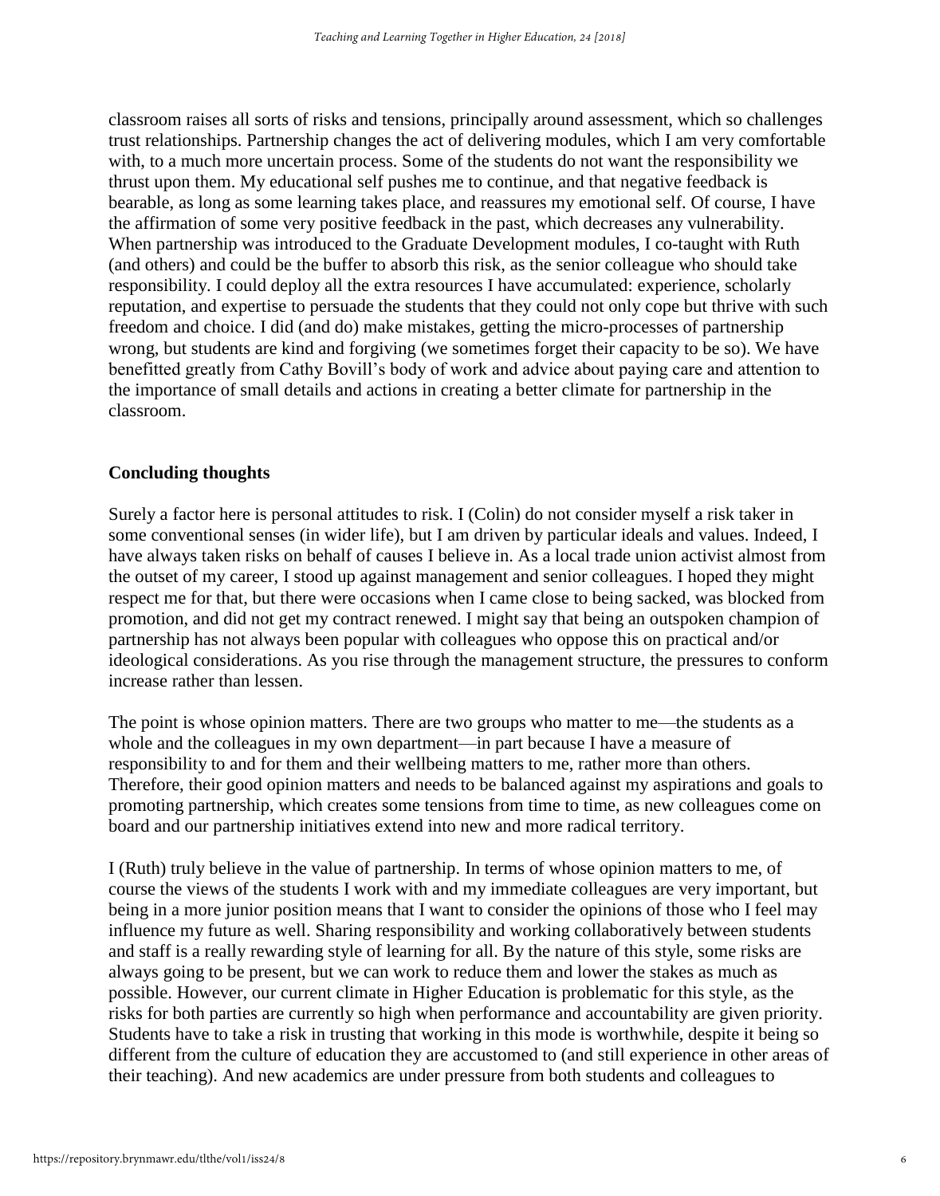classroom raises all sorts of risks and tensions, principally around assessment, which so challenges trust relationships. Partnership changes the act of delivering modules, which I am very comfortable with, to a much more uncertain process. Some of the students do not want the responsibility we thrust upon them. My educational self pushes me to continue, and that negative feedback is bearable, as long as some learning takes place, and reassures my emotional self. Of course, I have the affirmation of some very positive feedback in the past, which decreases any vulnerability. When partnership was introduced to the Graduate Development modules, I co-taught with Ruth (and others) and could be the buffer to absorb this risk, as the senior colleague who should take responsibility. I could deploy all the extra resources I have accumulated: experience, scholarly reputation, and expertise to persuade the students that they could not only cope but thrive with such freedom and choice. I did (and do) make mistakes, getting the micro-processes of partnership wrong, but students are kind and forgiving (we sometimes forget their capacity to be so). We have benefitted greatly from Cathy Bovill's body of work and advice about paying care and attention to the importance of small details and actions in creating a better climate for partnership in the classroom.

## Concluding thoughts

Surely a factor here is personal attitudes to risk. I (Colin) do not consider myself a risk taker in some conventional senses (in wider life), but I am driven by particular ideals and values. Indeed, I have always taken risks on behalf of causes I believe in. As a local trade union activist almost from the outset of my career, I stood up against management and senior colleagues. I hoped they might respect me for that, but there were occasions when I came close to being sacked, was blocked from promotion, and did not get my contract renewed. I might say that being an outspoken champion of partnership has not always been popular with colleagues who oppose this on practical and/or ideological considerations. As you rise through the management structure, the pressures to conform increase rather than lessen.

The point is whose opinion matters. There are two groups who matter to me—the students as a whole and the colleagues in my own department—in part because I have a measure of responsibility to and for them and their wellbeing matters to me, rather more than others. Therefore, their good opinion matters and needs to be balanced against my aspirations and goals to promoting partnership, which creates some tensions from time to time, as new colleagues come on board and our partnership initiatives extend into new and more radical territory.

I (Ruth) truly believe in the value of partnership. In terms of whose opinion matters to me, of course the views of the students I work with and my immediate colleagues are very important, but being in a more junior position means that I want to consider the opinions of those who I feel may influence my future as well. Sharing responsibility and working collaboratively between students and staff is a really rewarding style of learning for all. By the nature of this style, some risks are always going to be present, but we can work to reduce them and lower the stakes as much as possible. However, our current climate in Higher Education is problematic for this style, as the risks for both parties are currently so high when performance and accountability are given priority. Students have to take a risk in trusting that working in this mode is worthwhile, despite it being so different from the culture of education they are accustomed to (and still experience in other areas of their teaching). And new academics are under pressure from both students and colleagues to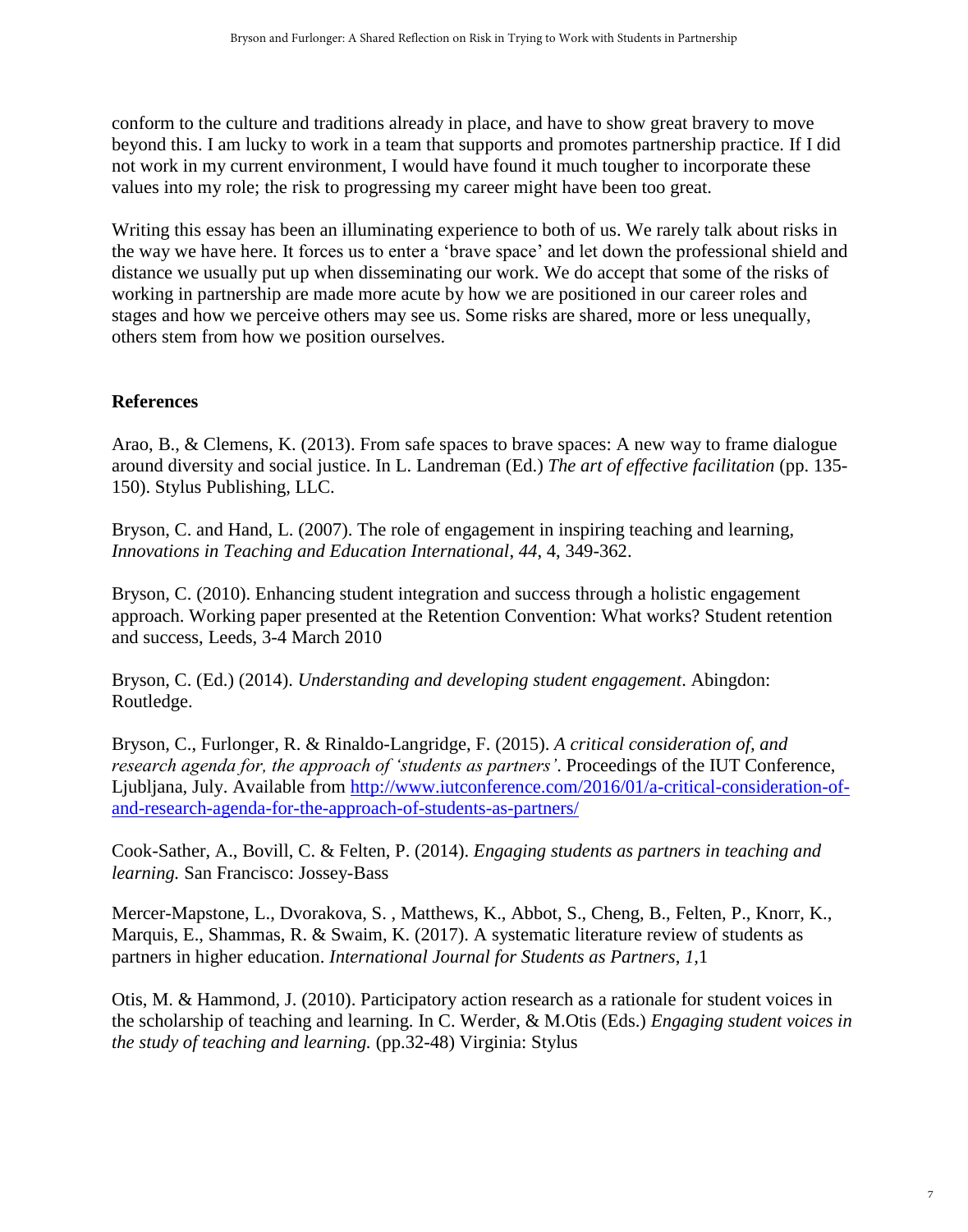conform to the culture and traditions already in place, and have to show great bravery to move beyond this. I am lucky to work in a team that supports and promotes partnership practice. If I did not work in my current environment, I would have found it much tougher to incorporate these values into my role; the risk to progressing my career might have been too great.

Writing this essay has been an illuminating experience to both of us. We rarely talk about risks in the way we have here. It forces us to enter a 'brave space' and let down the professional shield and distance we usually put up when disseminating our work. We do accept that some of the risks of working in partnership are made more acute by how we are positioned in our career roles and stages and how we perceive others may see us. Some risks are shared, more or less unequally, others stem from how we position ourselves.

## References

Arao, B., & Clemens, K. (2013). From safe spaces to brave spaces: A new way to frame dialogue around diversity and social justice. In L. Landreman (Ed.) *The art of effective facilitation* (pp. 135-150). Stylus Publishing, LLC.

Bryson, C. and Hand, L. (2007). The role of engagement in inspiring teaching and learning, *Innovations in Teaching and Education International*, *44*, 4, 349-362.

Bryson, C. (2010). Enhancing student integration and success through a holistic engagement approach. Working paper presented at the Retention Convention: What works? Student retention and success, Leeds, 3-4 March 2010

Bryson, C. (Ed.) (2014). *Understanding and developing student engagement*. Abingdon: Routledge.

Bryson, C., Furlonger, R. & Rinaldo-Langridge, F. (2015). *A critical consideration of, and research agenda for, the approach of 'students as partners'*. Proceedings of the IUT Conference, Ljubljana, July. Available from http://www.iutconference.com/2016/01/a-critical-consideration-of-and-research-agenda-for-the-approach-of-students-as-partners/

Cook-Sather, A., Bovill, C. & Felten, P. (2014). *Engaging students as partners in teaching and learning.* San Francisco: Jossey-Bass

Mercer-Mapstone, L., Dvorakova, S. , Matthews, K., Abbot, S., Cheng, B., Felten, P., Knorr, K., Marquis, E., Shammas, R. & Swaim, K. (2017). A systematic literature review of students as partners in higher education. *International Journal for Students as Partners*, *1*,1

Otis, M. & Hammond, J. (2010). Participatory action research as a rationale for student voices in the scholarship of teaching and learning. In C. Werder, & M.Otis (Eds.) *Engaging student voices in the study of teaching and learning.* (pp.32-48) Virginia: Stylus